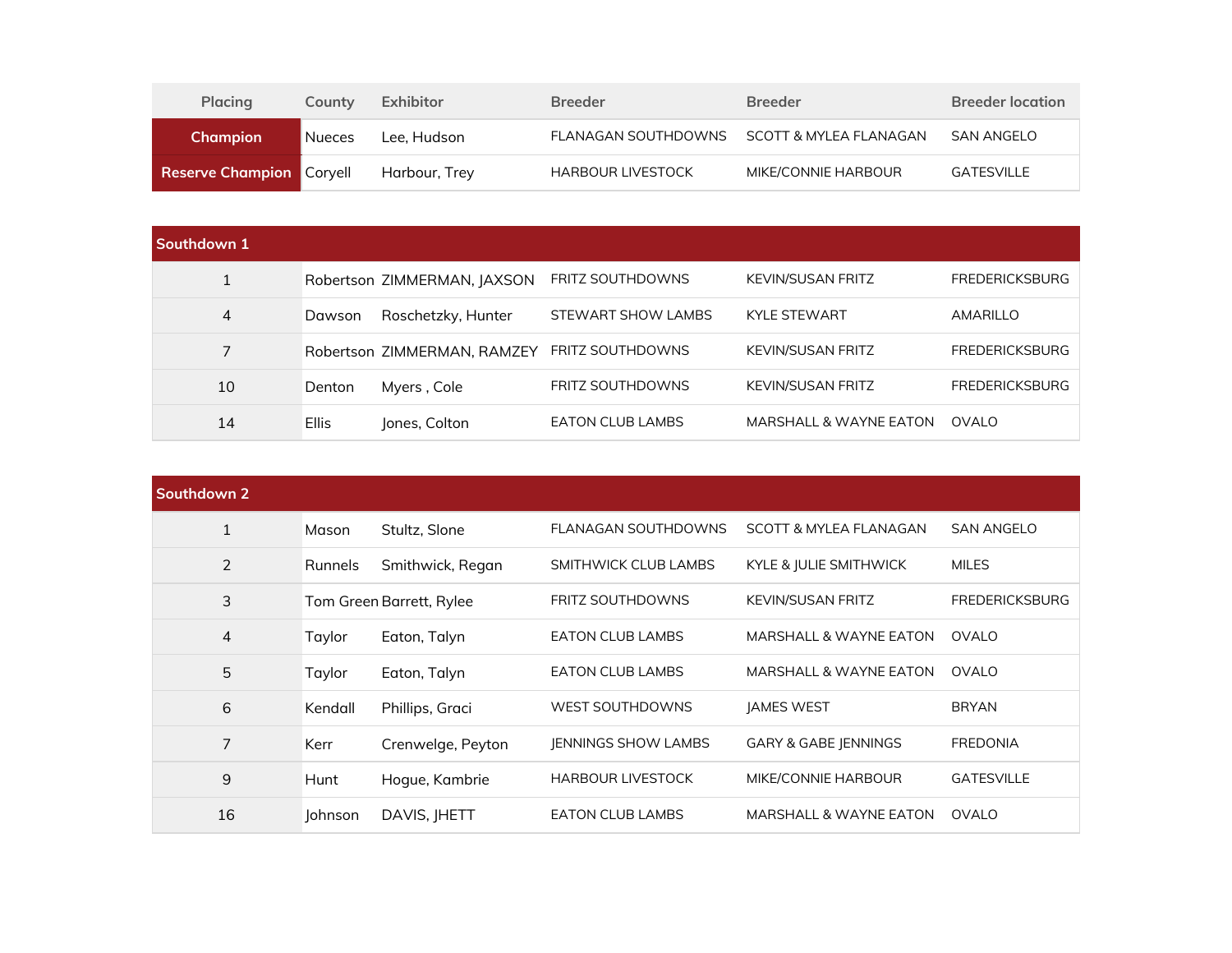| Placing | County | Exhibitor | Breeder | Breeder | Breeder location |
|---|---|---|---|---|---|
| Champion | Nueces | Lee, Hudson | FLANAGAN SOUTHDOWNS | SCOTT & MYLEA FLANAGAN | SAN ANGELO |
| Reserve Champion | Coryell | Harbour, Trey | HARBOUR LIVESTOCK | MIKE/CONNIE HARBOUR | GATESVILLE |

| Southdown 1 | | | | | |
|---|---|---|---|---|---|
| 1 | Robertson | ZIMMERMAN, JAXSON | FRITZ SOUTHDOWNS | KEVIN/SUSAN FRITZ | FREDERICKSBURG |
| 4 | Dawson | Roschetzky, Hunter | STEWART SHOW LAMBS | KYLE STEWART | AMARILLO |
| 7 | Robertson | ZIMMERMAN, RAMZEY | FRITZ SOUTHDOWNS | KEVIN/SUSAN FRITZ | FREDERICKSBURG |
| 10 | Denton | Myers , Cole | FRITZ SOUTHDOWNS | KEVIN/SUSAN FRITZ | FREDERICKSBURG |
| 14 | Ellis | Jones, Colton | EATON CLUB LAMBS | MARSHALL & WAYNE EATON | OVALO |

| Southdown 2 | | | | | |
|---|---|---|---|---|---|
| 1 | Mason | Stultz, Slone | FLANAGAN SOUTHDOWNS | SCOTT & MYLEA FLANAGAN | SAN ANGELO |
| 2 | Runnels | Smithwick, Regan | SMITHWICK CLUB LAMBS | KYLE & JULIE SMITHWICK | MILES |
| 3 | Tom Green | Barrett, Rylee | FRITZ SOUTHDOWNS | KEVIN/SUSAN FRITZ | FREDERICKSBURG |
| 4 | Taylor | Eaton, Talyn | EATON CLUB LAMBS | MARSHALL & WAYNE EATON | OVALO |
| 5 | Taylor | Eaton, Talyn | EATON CLUB LAMBS | MARSHALL & WAYNE EATON | OVALO |
| 6 | Kendall | Phillips, Graci | WEST SOUTHDOWNS | JAMES WEST | BRYAN |
| 7 | Kerr | Crenwelge, Peyton | JENNINGS SHOW LAMBS | GARY & GABE JENNINGS | FREDONIA |
| 9 | Hunt | Hogue, Kambrie | HARBOUR LIVESTOCK | MIKE/CONNIE HARBOUR | GATESVILLE |
| 16 | Johnson | DAVIS, JHETT | EATON CLUB LAMBS | MARSHALL & WAYNE EATON | OVALO |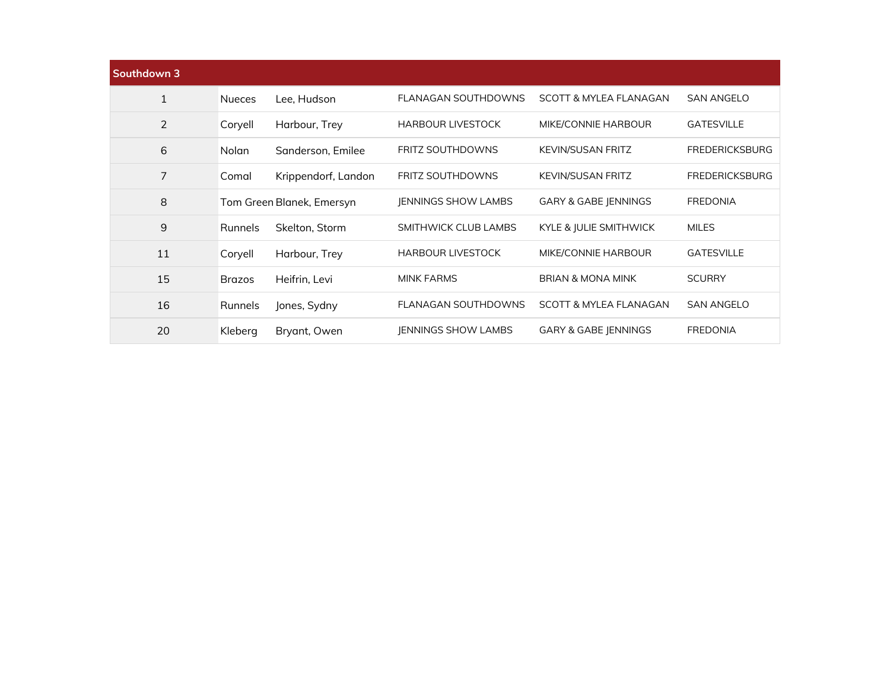## Southdown 3

| | | | | | |
|---|---|---|---|---|---|
| 1 | Nueces | Lee, Hudson | FLANAGAN SOUTHDOWNS | SCOTT & MYLEA FLANAGAN | SAN ANGELO |
| 2 | Coryell | Harbour, Trey | HARBOUR LIVESTOCK | MIKE/CONNIE HARBOUR | GATESVILLE |
| 6 | Nolan | Sanderson, Emilee | FRITZ SOUTHDOWNS | KEVIN/SUSAN FRITZ | FREDERICKSBURG |
| 7 | Comal | Krippendorf, Landon | FRITZ SOUTHDOWNS | KEVIN/SUSAN FRITZ | FREDERICKSBURG |
| 8 | Tom Green | Blanek, Emersyn | JENNINGS SHOW LAMBS | GARY & GABE JENNINGS | FREDONIA |
| 9 | Runnels | Skelton, Storm | SMITHWICK CLUB LAMBS | KYLE & JULIE SMITHWICK | MILES |
| 11 | Coryell | Harbour, Trey | HARBOUR LIVESTOCK | MIKE/CONNIE HARBOUR | GATESVILLE |
| 15 | Brazos | Heifrin, Levi | MINK FARMS | BRIAN & MONA MINK | SCURRY |
| 16 | Runnels | Jones, Sydny | FLANAGAN SOUTHDOWNS | SCOTT & MYLEA FLANAGAN | SAN ANGELO |
| 20 | Kleberg | Bryant, Owen | JENNINGS SHOW LAMBS | GARY & GABE JENNINGS | FREDONIA |